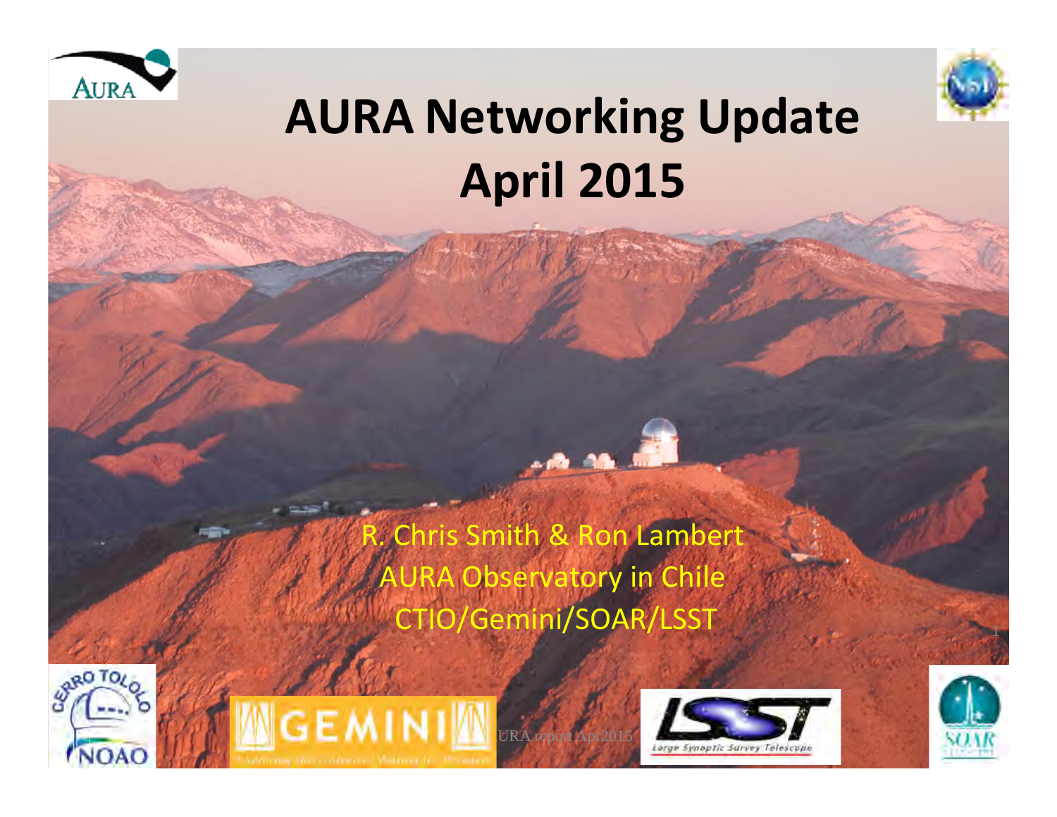# AURA Networking Update
# April 2015

R. Chris Smith & Ron Lambert
AURA Observatory in Chile
CTIO/Gemini/SOAR/LSST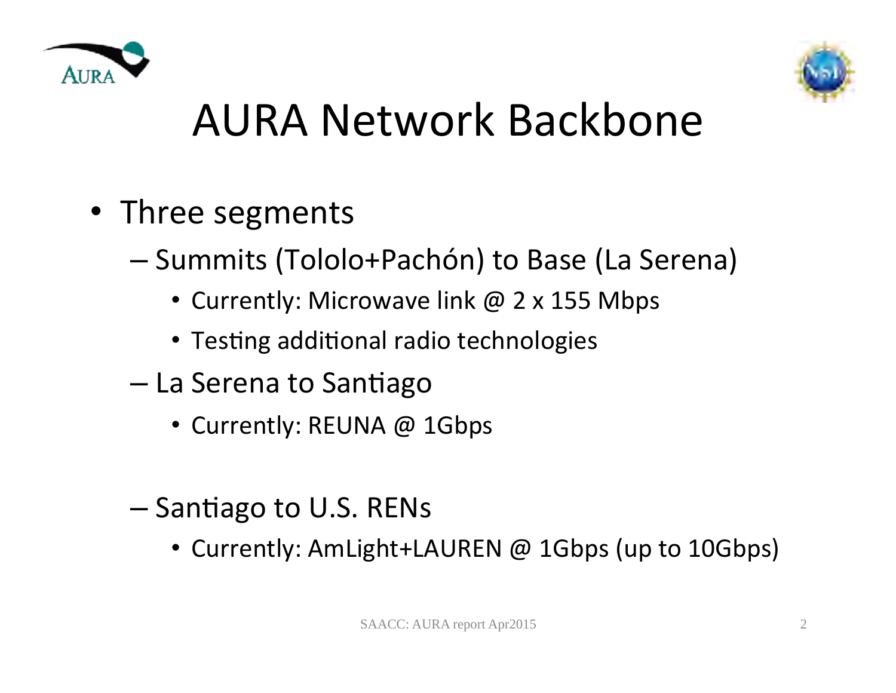# AURA Network Backbone

- Three segments
  - Summits (Tololo+Pachón) to Base (La Serena)
    - Currently: Microwave link @ 2 x 155 Mbps
    - Testing additional radio technologies
  - La Serena to Santiago
    - Currently: REUNA @ 1Gbps
  - Santiago to U.S. RENs
    - Currently: AmLight+LAUREN @ 1Gbps (up to 10Gbps)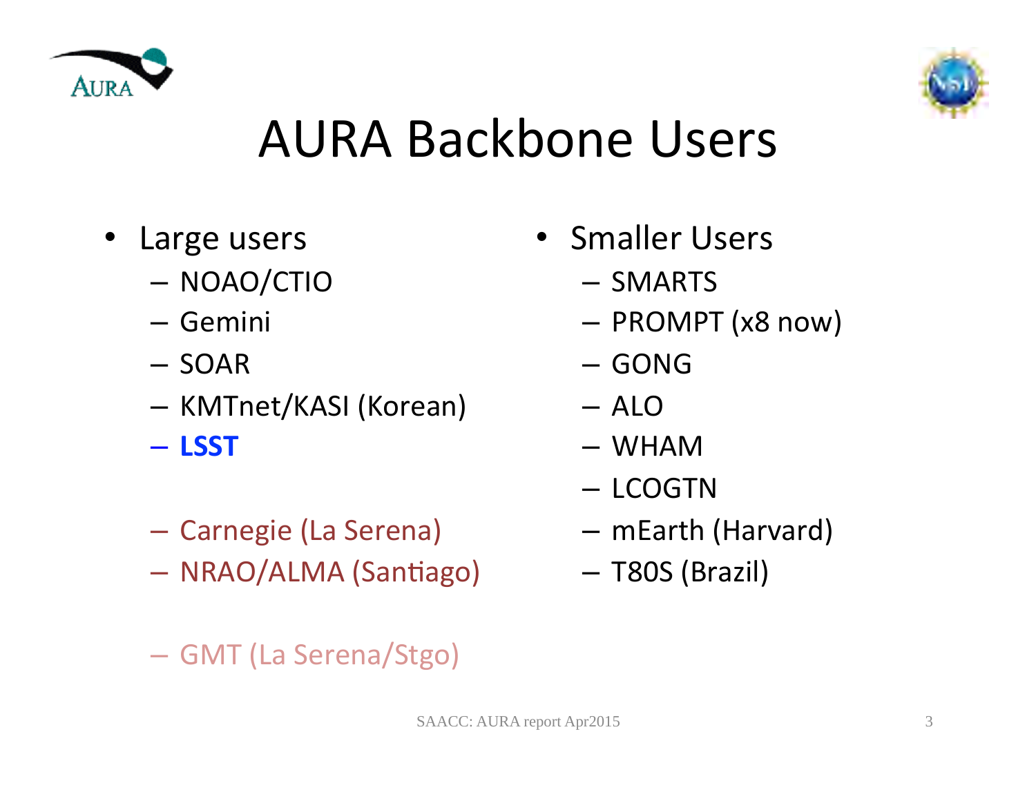# AURA Backbone Users

- Large users
  - NOAO/CTIO
  - Gemini
  - SOAR
  - KMTnet/KASI (Korean)
  - **LSST**
  - Carnegie (La Serena)
  - NRAO/ALMA (Santiago)
  - GMT (La Serena/Stgo)
- Smaller Users
  - SMARTS
  - PROMPT (x8 now)
  - GONG
  - ALO
  - WHAM
  - LCOGTN
  - mEarth (Harvard)
  - T80S (Brazil)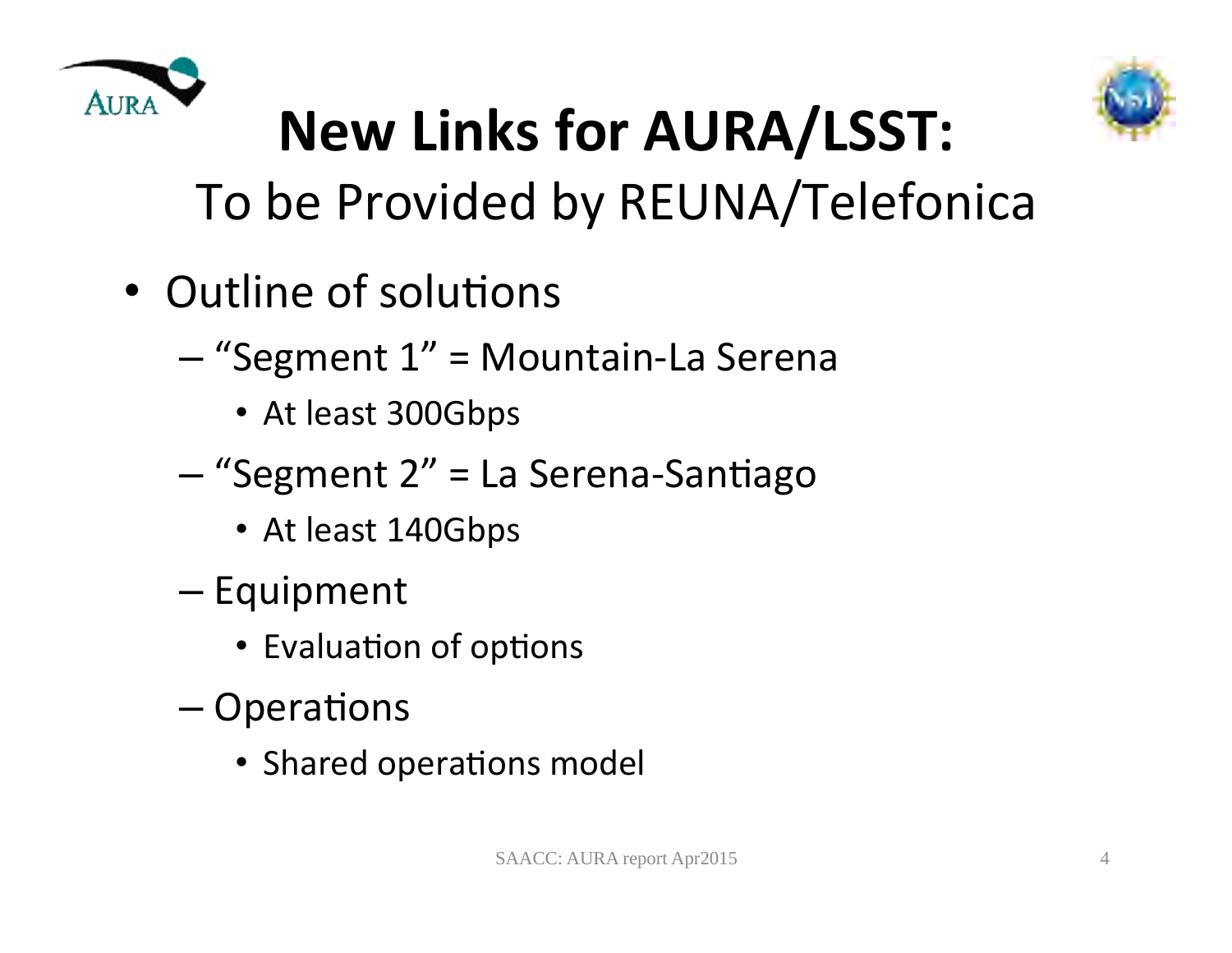# New Links for AURA/LSST:

## To be Provided by REUNA/Telefonica

- Outline of solutions
  - "Segment 1" = Mountain-La Serena
    - At least 300Gbps
  - "Segment 2" = La Serena-Santiago
    - At least 140Gbps
  - Equipment
    - Evaluation of options
  - Operations
    - Shared operations model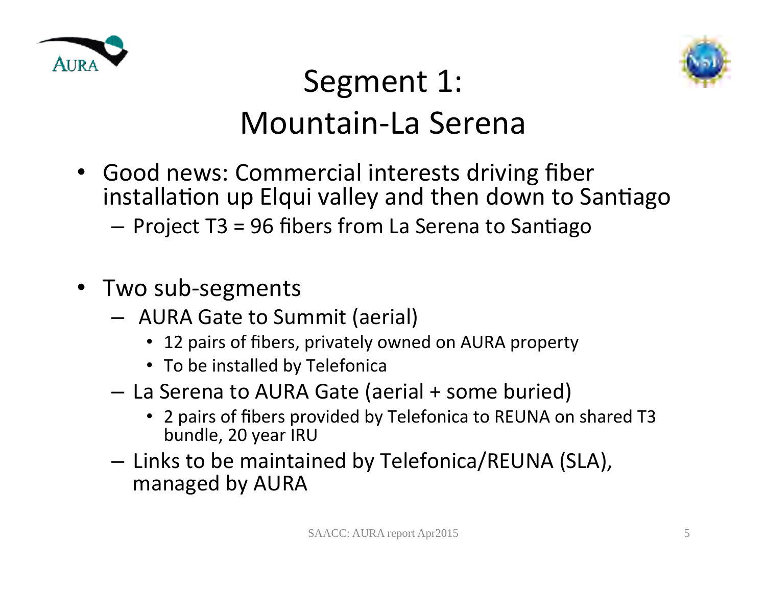# Segment 1: Mountain-La Serena

- Good news: Commercial interests driving fiber installation up Elqui valley and then down to Santiago
  - Project T3 = 96 fibers from La Serena to Santiago

- Two sub-segments
  - AURA Gate to Summit (aerial)
    - 12 pairs of fibers, privately owned on AURA property
    - To be installed by Telefonica
  - La Serena to AURA Gate (aerial + some buried)
    - 2 pairs of fibers provided by Telefonica to REUNA on shared T3 bundle, 20 year IRU
  - Links to be maintained by Telefonica/REUNA (SLA), managed by AURA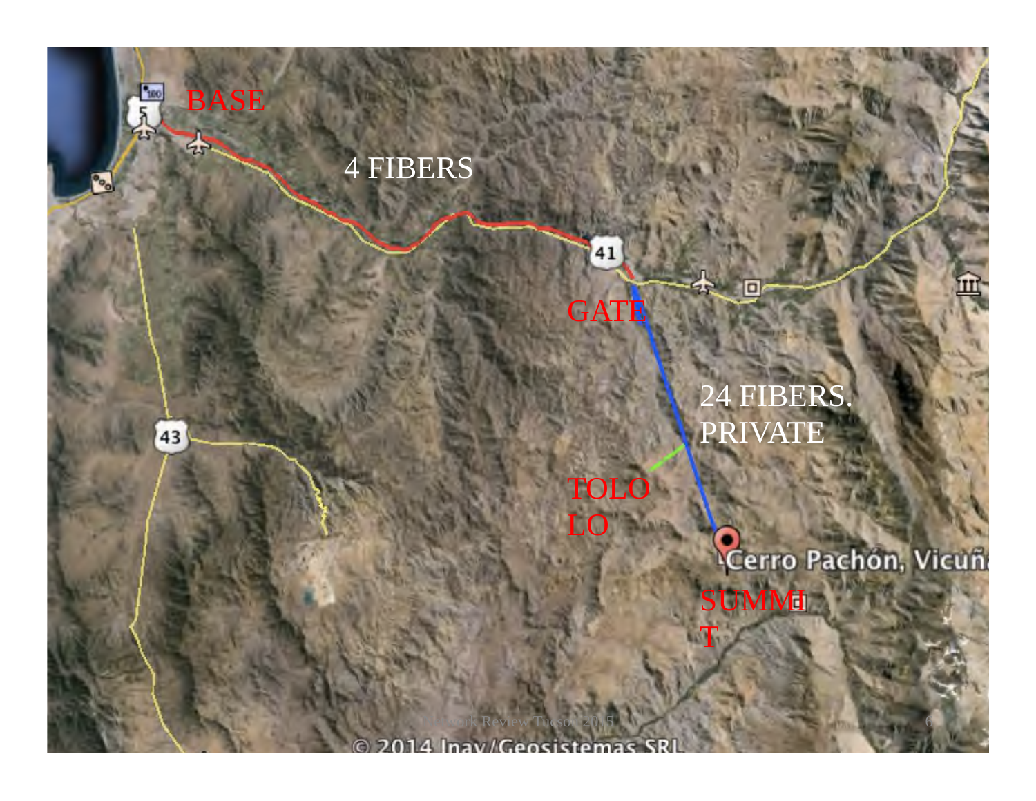BASE

4 FIBERS

GATE

24 FIBERS. PRIVATE

TOLO LO

SUMMI T

Cerro Pachón, Vicuña

© 2014 Inav/Geosistemas SRL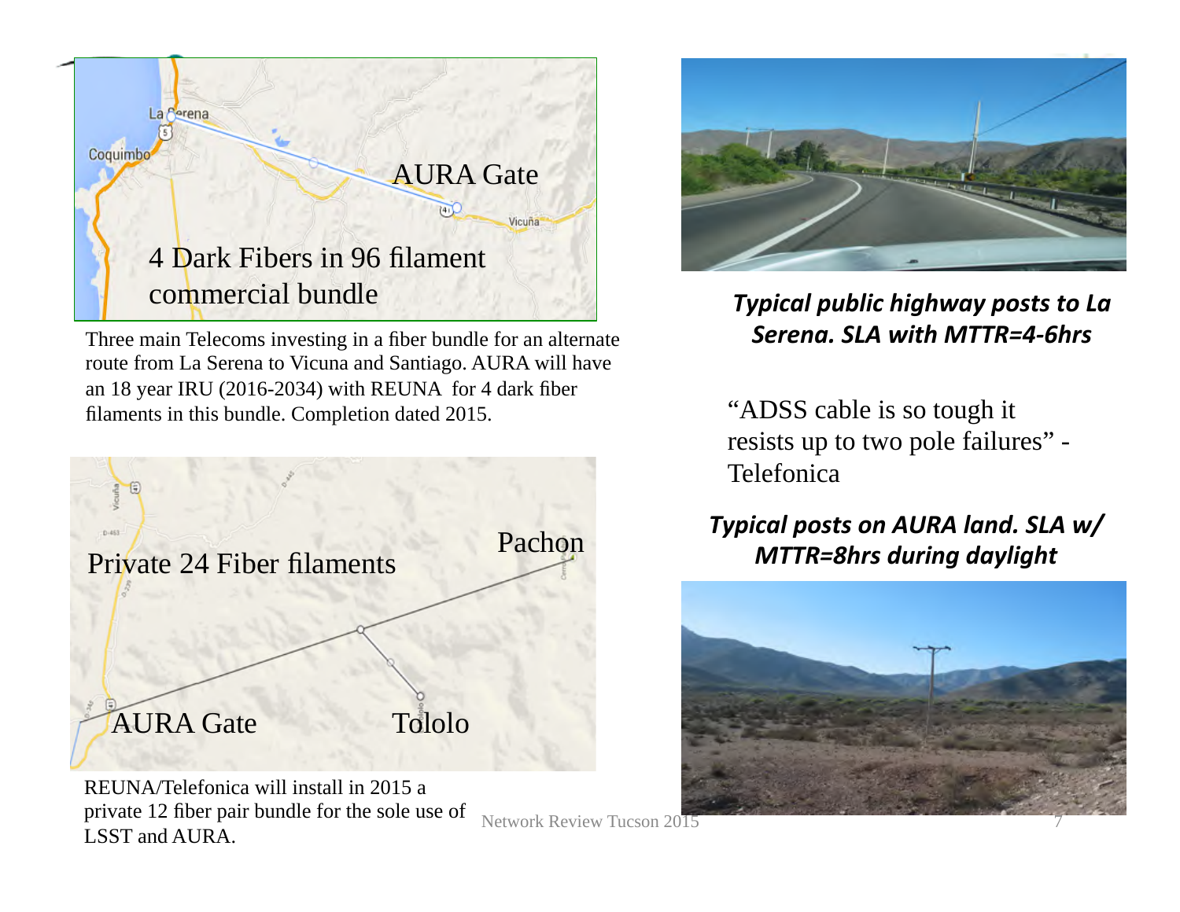AURA Gate

4 Dark Fibers in 96 filament commercial bundle

Three main Telecoms investing in a fiber bundle for an alternate route from La Serena to Vicuna and Santiago. AURA will have an 18 year IRU (2016-2034) with REUNA for 4 dark fiber filaments in this bundle. Completion dated 2015.

Private 24 Fiber filaments

Pachon

AURA Gate

Tololo

REUNA/Telefonica will install in 2015 a private 12 fiber pair bundle for the sole use of LSST and AURA.

***Typical public highway posts to La Serena. SLA with MTTR=4-6hrs***

"ADSS cable is so tough it resists up to two pole failures" - Telefonica

***Typical posts on AURA land. SLA w/ MTTR=8hrs during daylight***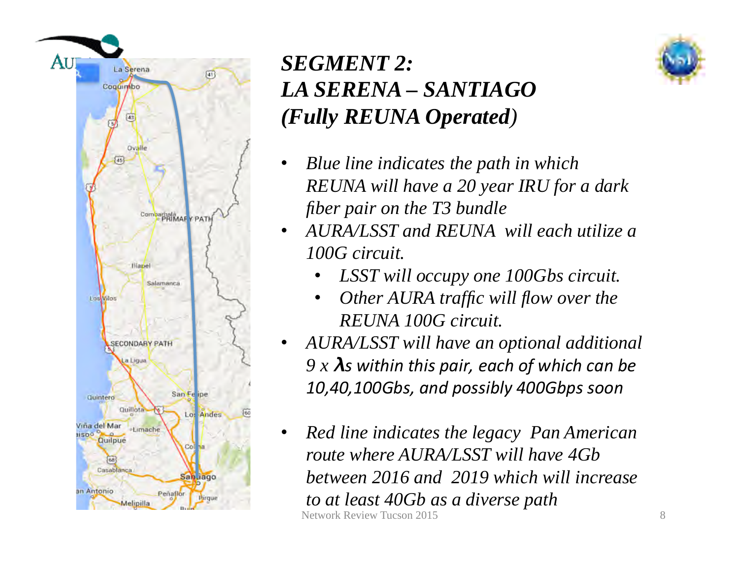# *SEGMENT 2: LA SERENA – SANTIAGO (Fully REUNA Operated)*

- *Blue line indicates the path in which REUNA will have a 20 year IRU for a dark fiber pair on the T3 bundle*
- *AURA/LSST and REUNA will each utilize a 100G circuit.*
  - *LSST will occupy one 100Gbs circuit.*
  - *Other AURA traffic will flow over the REUNA 100G circuit.*
- *AURA/LSST will have an optional additional 9 x* ***λ****s within this pair, each of which can be 10,40,100Gbs, and possibly 400Gbps soon*
- *Red line indicates the legacy Pan American route where AURA/LSST will have 4Gb between 2016 and 2019 which will increase to at least 40Gb as a diverse path*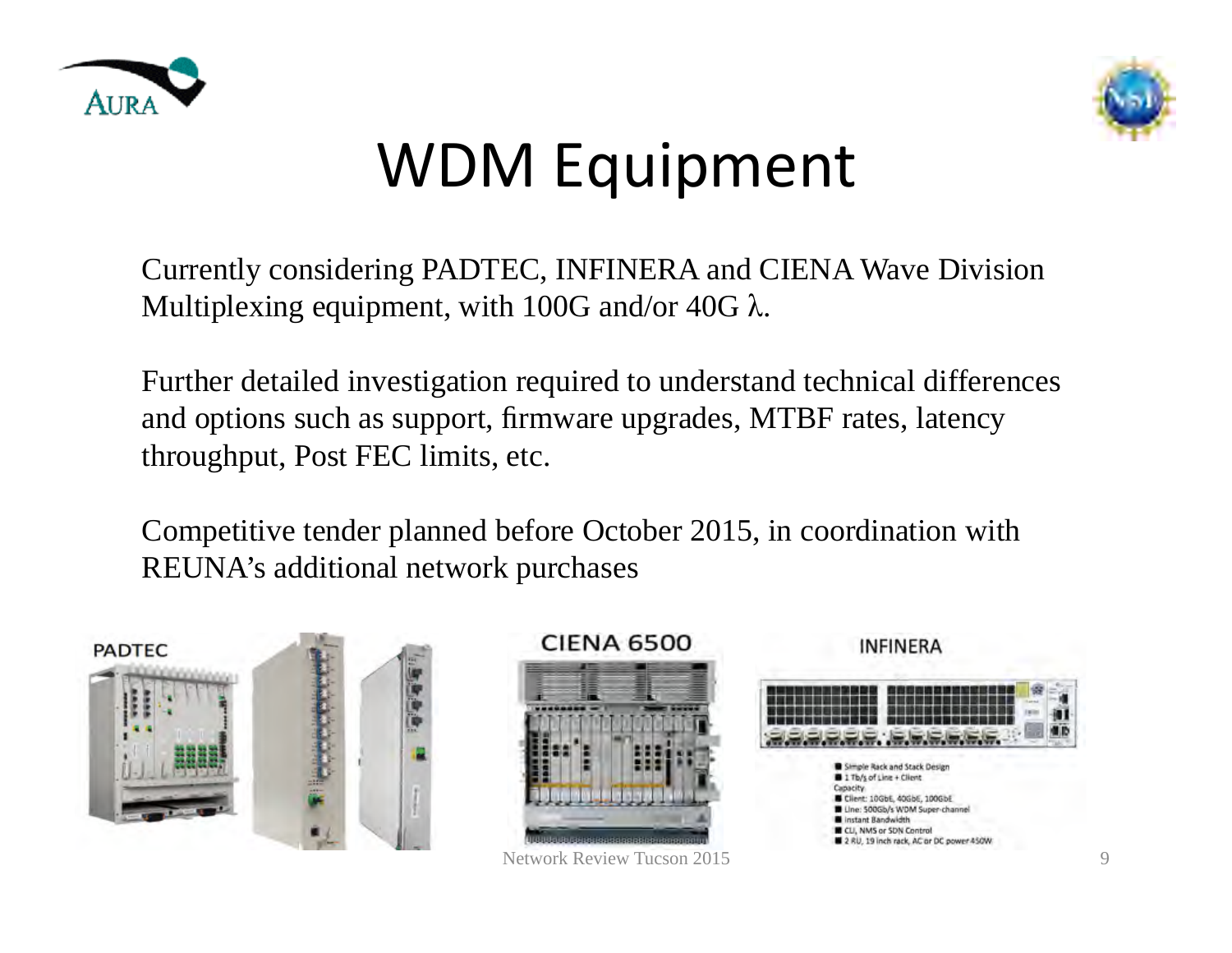# WDM Equipment

Currently considering PADTEC, INFINERA and CIENA Wave Division Multiplexing equipment, with 100G and/or 40G $\lambda$.

Further detailed investigation required to understand technical differences and options such as support, firmware upgrades, MTBF rates, latency throughput, Post FEC limits, etc.

Competitive tender planned before October 2015, in coordination with REUNA's additional network purchases

PADTEC

CIENA 6500

INFINERA

- Simple Rack and Stack Design
- 1 Tb/s of Line + Client Capacity
- Client: 10GbE, 40GbE, 100GbE
- Line: 500Gb/s WDM Super-channel
- Instant Bandwidth
- CLI, NMS or SDN Control
- 2 RU, 19 inch rack, AC or DC power 450W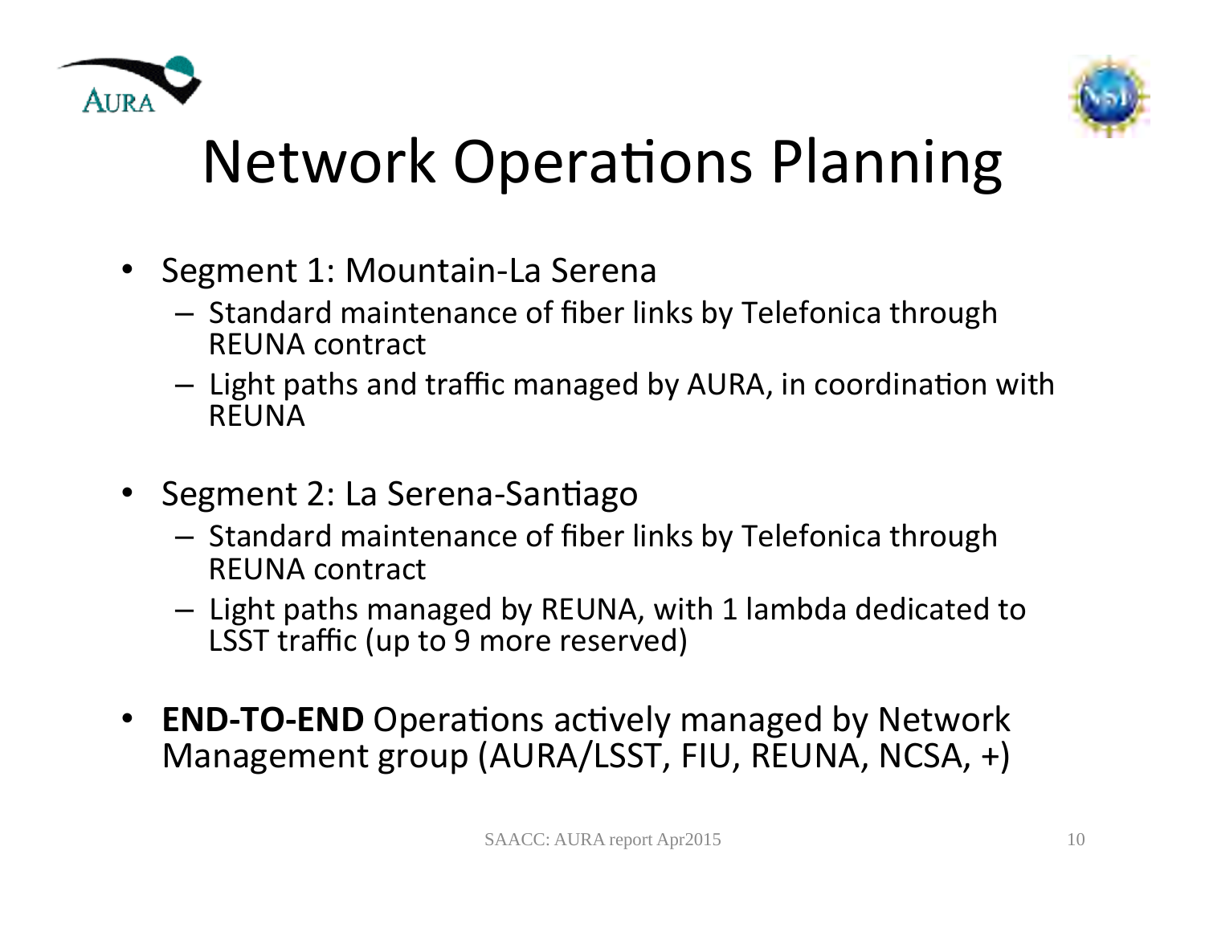# Network Operations Planning

- Segment 1: Mountain-La Serena
  - Standard maintenance of fiber links by Telefonica through REUNA contract
  - Light paths and traffic managed by AURA, in coordination with REUNA
- Segment 2: La Serena-Santiago
  - Standard maintenance of fiber links by Telefonica through REUNA contract
  - Light paths managed by REUNA, with 1 lambda dedicated to LSST traffic (up to 9 more reserved)
- **END-TO-END** Operations actively managed by Network Management group (AURA/LSST, FIU, REUNA, NCSA, +)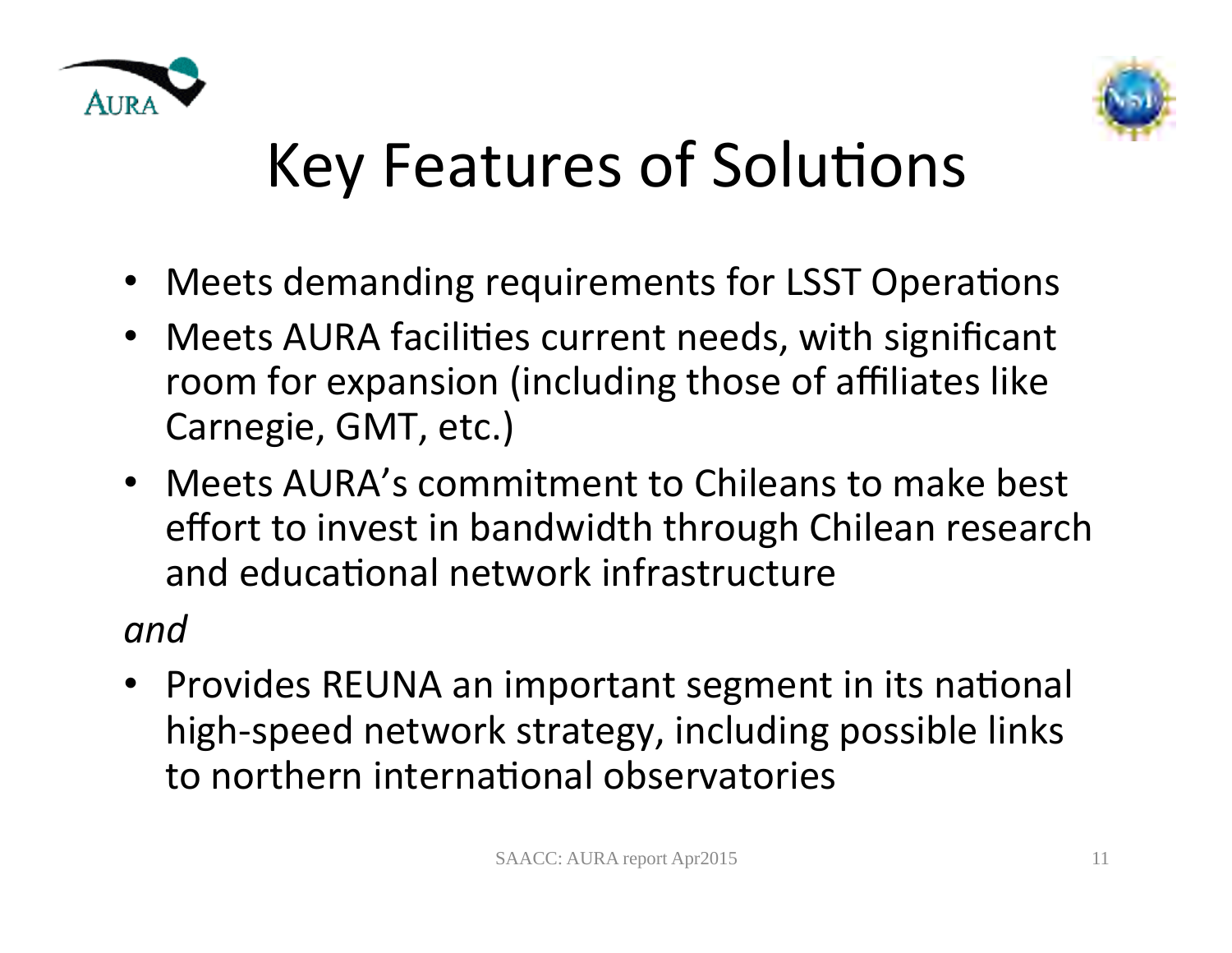# Key Features of Solutions

- Meets demanding requirements for LSST Operations
- Meets AURA facilities current needs, with significant room for expansion (including those of affiliates like Carnegie, GMT, etc.)
- Meets AURA's commitment to Chileans to make best effort to invest in bandwidth through Chilean research and educational network infrastructure

*and*

- Provides REUNA an important segment in its national high-speed network strategy, including possible links to northern international observatories